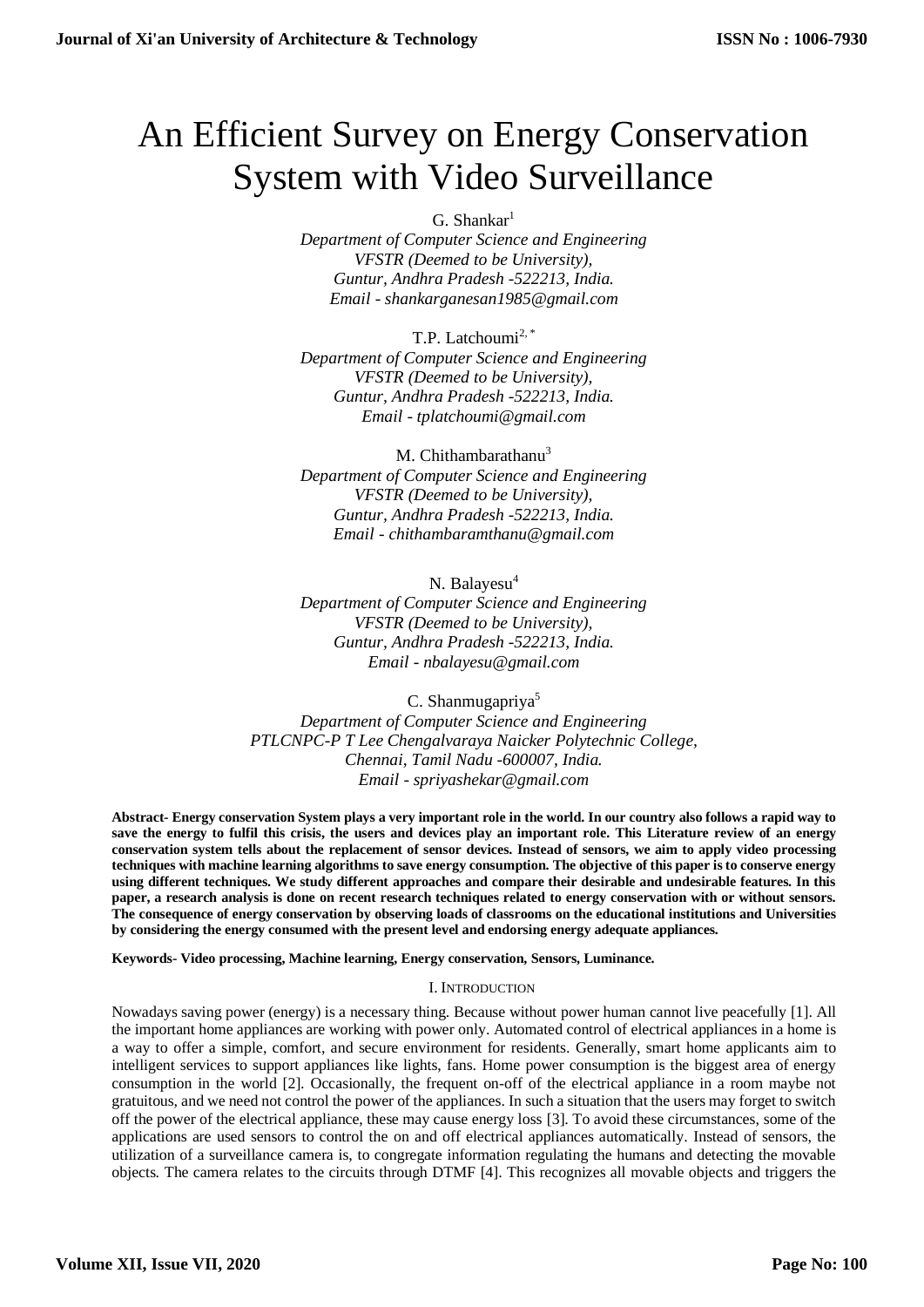# An Efficient Survey on Energy Conservation System with Video Surveillance

G. Shankar[1]
*Department of Computer Science and Engineering*
*VFSTR (Deemed to be University),*
*Guntur, Andhra Pradesh -522213, India.*
*Email - shankarganesan1985@gmail.com*

T.P. Latchoumi[2, *]
*Department of Computer Science and Engineering*
*VFSTR (Deemed to be University),*
*Guntur, Andhra Pradesh -522213, India.*
*Email - tplatchoumi@gmail.com*

M. Chithambarathanu[3]
*Department of Computer Science and Engineering*
*VFSTR (Deemed to be University),*
*Guntur, Andhra Pradesh -522213, India.*
*Email - chithambaramthanu@gmail.com*

N. Balayesu[4]
*Department of Computer Science and Engineering*
*VFSTR (Deemed to be University),*
*Guntur, Andhra Pradesh -522213, India.*
*Email - nbalayesu@gmail.com*

C. Shanmugapriya[5]
*Department of Computer Science and Engineering*
*PTLCNPC-P T Lee Chengalvaraya Naicker Polytechnic College,*
*Chennai, Tamil Nadu -600007, India.*
*Email - spriyashekar@gmail.com*

**Abstract- Energy conservation System plays a very important role in the world. In our country also follows a rapid way to save the energy to fulfil this crisis, the users and devices play an important role. This Literature review of an energy conservation system tells about the replacement of sensor devices. Instead of sensors, we aim to apply video processing techniques with machine learning algorithms to save energy consumption. The objective of this paper is to conserve energy using different techniques. We study different approaches and compare their desirable and undesirable features. In this paper, a research analysis is done on recent research techniques related to energy conservation with or without sensors. The consequence of energy conservation by observing loads of classrooms on the educational institutions and Universities by considering the energy consumed with the present level and endorsing energy adequate appliances.**

**Keywords- Video processing, Machine learning, Energy conservation, Sensors, Luminance.**

## I. Introduction

Nowadays saving power (energy) is a necessary thing. Because without power human cannot live peacefully [1]. All the important home appliances are working with power only. Automated control of electrical appliances in a home is a way to offer a simple, comfort, and secure environment for residents. Generally, smart home applicants aim to intelligent services to support appliances like lights, fans. Home power consumption is the biggest area of energy consumption in the world [2]. Occasionally, the frequent on-off of the electrical appliance in a room maybe not gratuitous, and we need not control the power of the appliances. In such a situation that the users may forget to switch off the power of the electrical appliance, these may cause energy loss [3]. To avoid these circumstances, some of the applications are used sensors to control the on and off electrical appliances automatically. Instead of sensors, the utilization of a surveillance camera is, to congregate information regulating the humans and detecting the movable objects. The camera relates to the circuits through DTMF [4]. This recognizes all movable objects and triggers the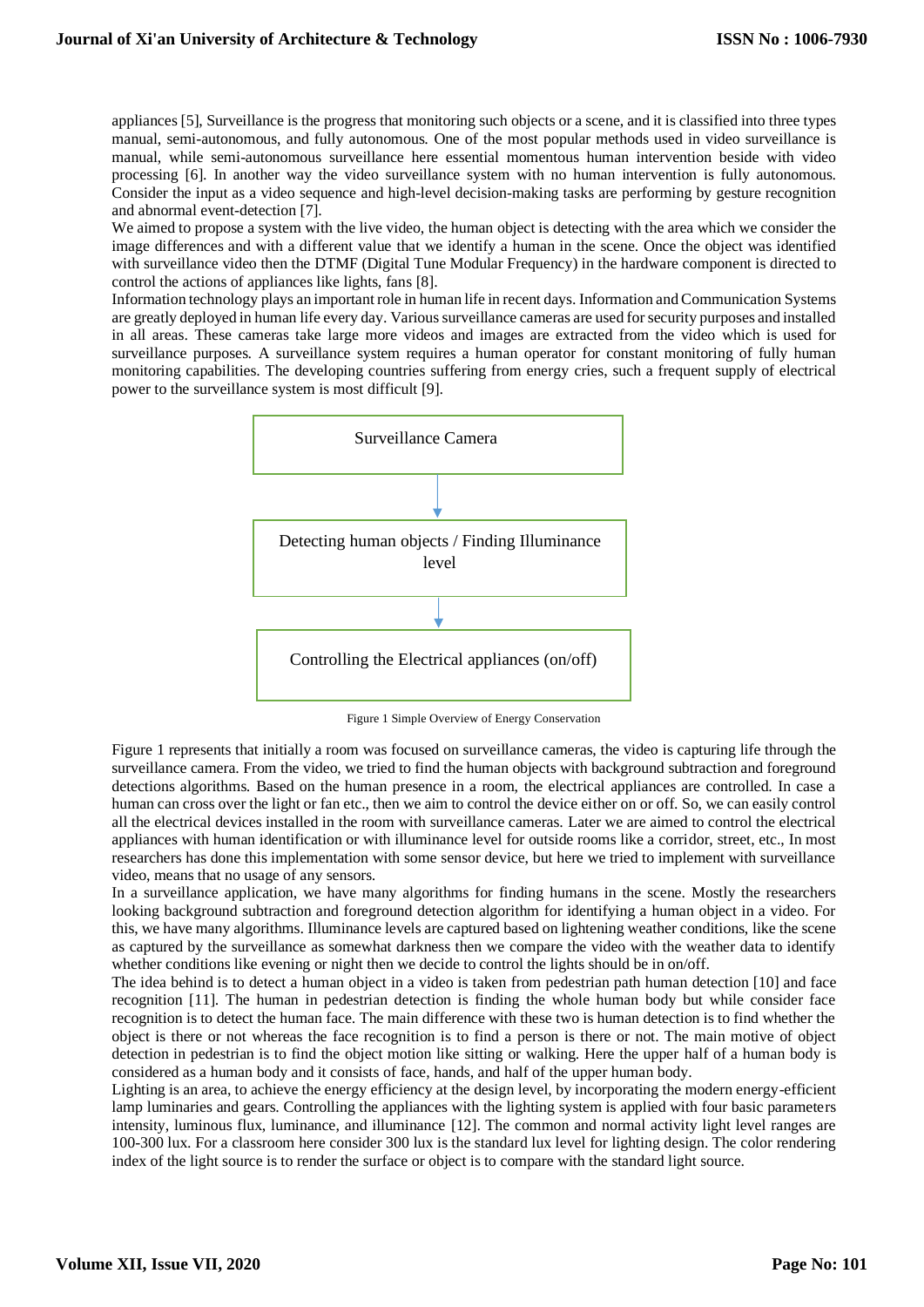appliances [5], Surveillance is the progress that monitoring such objects or a scene, and it is classified into three types manual, semi-autonomous, and fully autonomous. One of the most popular methods used in video surveillance is manual, while semi-autonomous surveillance here essential momentous human intervention beside with video processing [6]. In another way the video surveillance system with no human intervention is fully autonomous. Consider the input as a video sequence and high-level decision-making tasks are performing by gesture recognition and abnormal event-detection [7].

We aimed to propose a system with the live video, the human object is detecting with the area which we consider the image differences and with a different value that we identify a human in the scene. Once the object was identified with surveillance video then the DTMF (Digital Tune Modular Frequency) in the hardware component is directed to control the actions of appliances like lights, fans [8].

Information technology plays an important role in human life in recent days. Information and Communication Systems are greatly deployed in human life every day. Various surveillance cameras are used for security purposes and installed in all areas. These cameras take large more videos and images are extracted from the video which is used for surveillance purposes. A surveillance system requires a human operator for constant monitoring of fully human monitoring capabilities. The developing countries suffering from energy cries, such a frequent supply of electrical power to the surveillance system is most difficult [9].

Surveillance Camera → Detecting human objects / Finding Illuminance level → Controlling the Electrical appliances (on/off)

Figure 1 Simple Overview of Energy Conservation

Figure 1 represents that initially a room was focused on surveillance cameras, the video is capturing life through the surveillance camera. From the video, we tried to find the human objects with background subtraction and foreground detections algorithms. Based on the human presence in a room, the electrical appliances are controlled. In case a human can cross over the light or fan etc., then we aim to control the device either on or off. So, we can easily control all the electrical devices installed in the room with surveillance cameras. Later we are aimed to control the electrical appliances with human identification or with illuminance level for outside rooms like a corridor, street, etc., In most researchers has done this implementation with some sensor device, but here we tried to implement with surveillance video, means that no usage of any sensors.

In a surveillance application, we have many algorithms for finding humans in the scene. Mostly the researchers looking background subtraction and foreground detection algorithm for identifying a human object in a video. For this, we have many algorithms. Illuminance levels are captured based on lightening weather conditions, like the scene as captured by the surveillance as somewhat darkness then we compare the video with the weather data to identify whether conditions like evening or night then we decide to control the lights should be in on/off.

The idea behind is to detect a human object in a video is taken from pedestrian path human detection [10] and face recognition [11]. The human in pedestrian detection is finding the whole human body but while consider face recognition is to detect the human face. The main difference with these two is human detection is to find whether the object is there or not whereas the face recognition is to find a person is there or not. The main motive of object detection in pedestrian is to find the object motion like sitting or walking. Here the upper half of a human body is considered as a human body and it consists of face, hands, and half of the upper human body.

Lighting is an area, to achieve the energy efficiency at the design level, by incorporating the modern energy-efficient lamp luminaries and gears. Controlling the appliances with the lighting system is applied with four basic parameters intensity, luminous flux, luminance, and illuminance [12]. The common and normal activity light level ranges are 100-300 lux. For a classroom here consider 300 lux is the standard lux level for lighting design. The color rendering index of the light source is to render the surface or object is to compare with the standard light source.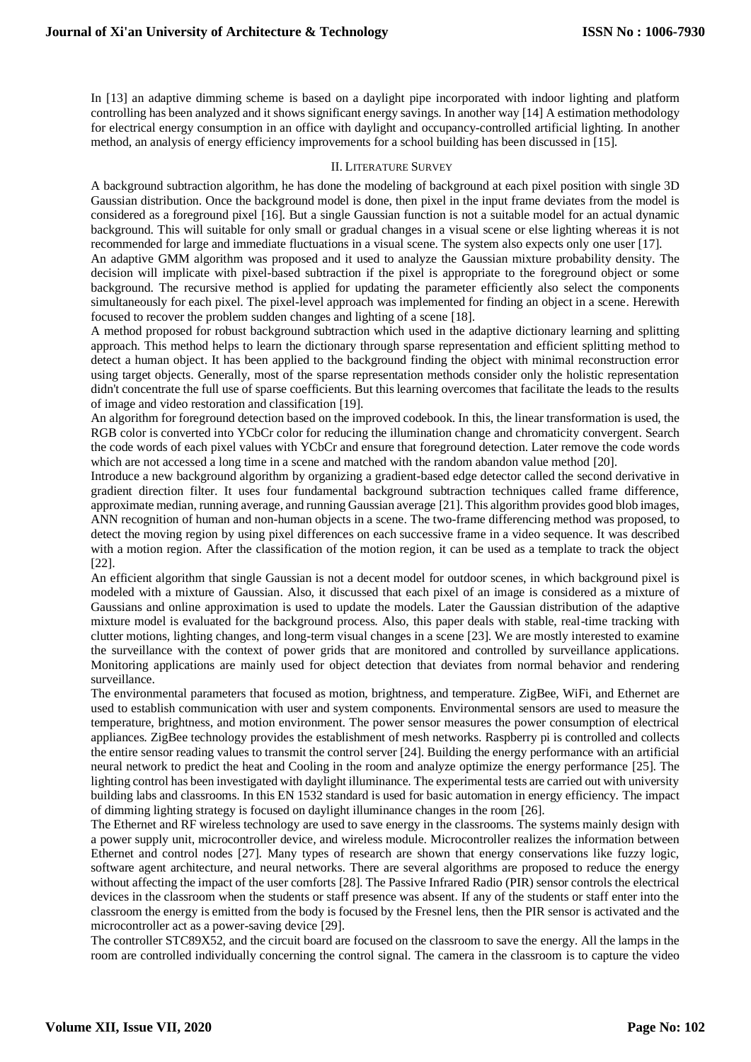In [13] an adaptive dimming scheme is based on a daylight pipe incorporated with indoor lighting and platform controlling has been analyzed and it shows significant energy savings. In another way [14] A estimation methodology for electrical energy consumption in an office with daylight and occupancy-controlled artificial lighting. In another method, an analysis of energy efficiency improvements for a school building has been discussed in [15].

## II. Literature Survey

A background subtraction algorithm, he has done the modeling of background at each pixel position with single 3D Gaussian distribution. Once the background model is done, then pixel in the input frame deviates from the model is considered as a foreground pixel [16]. But a single Gaussian function is not a suitable model for an actual dynamic background. This will suitable for only small or gradual changes in a visual scene or else lighting whereas it is not recommended for large and immediate fluctuations in a visual scene. The system also expects only one user [17].

An adaptive GMM algorithm was proposed and it used to analyze the Gaussian mixture probability density. The decision will implicate with pixel-based subtraction if the pixel is appropriate to the foreground object or some background. The recursive method is applied for updating the parameter efficiently also select the components simultaneously for each pixel. The pixel-level approach was implemented for finding an object in a scene. Herewith focused to recover the problem sudden changes and lighting of a scene [18].

A method proposed for robust background subtraction which used in the adaptive dictionary learning and splitting approach. This method helps to learn the dictionary through sparse representation and efficient splitting method to detect a human object. It has been applied to the background finding the object with minimal reconstruction error using target objects. Generally, most of the sparse representation methods consider only the holistic representation didn't concentrate the full use of sparse coefficients. But this learning overcomes that facilitate the leads to the results of image and video restoration and classification [19].

An algorithm for foreground detection based on the improved codebook. In this, the linear transformation is used, the RGB color is converted into YCbCr color for reducing the illumination change and chromaticity convergent. Search the code words of each pixel values with YCbCr and ensure that foreground detection. Later remove the code words which are not accessed a long time in a scene and matched with the random abandon value method [20].

Introduce a new background algorithm by organizing a gradient-based edge detector called the second derivative in gradient direction filter. It uses four fundamental background subtraction techniques called frame difference, approximate median, running average, and running Gaussian average [21]. This algorithm provides good blob images, ANN recognition of human and non-human objects in a scene. The two-frame differencing method was proposed, to detect the moving region by using pixel differences on each successive frame in a video sequence. It was described with a motion region. After the classification of the motion region, it can be used as a template to track the object [22].

An efficient algorithm that single Gaussian is not a decent model for outdoor scenes, in which background pixel is modeled with a mixture of Gaussian. Also, it discussed that each pixel of an image is considered as a mixture of Gaussians and online approximation is used to update the models. Later the Gaussian distribution of the adaptive mixture model is evaluated for the background process. Also, this paper deals with stable, real-time tracking with clutter motions, lighting changes, and long-term visual changes in a scene [23]. We are mostly interested to examine the surveillance with the context of power grids that are monitored and controlled by surveillance applications. Monitoring applications are mainly used for object detection that deviates from normal behavior and rendering surveillance.

The environmental parameters that focused as motion, brightness, and temperature. ZigBee, WiFi, and Ethernet are used to establish communication with user and system components. Environmental sensors are used to measure the temperature, brightness, and motion environment. The power sensor measures the power consumption of electrical appliances. ZigBee technology provides the establishment of mesh networks. Raspberry pi is controlled and collects the entire sensor reading values to transmit the control server [24]. Building the energy performance with an artificial neural network to predict the heat and Cooling in the room and analyze optimize the energy performance [25]. The lighting control has been investigated with daylight illuminance. The experimental tests are carried out with university building labs and classrooms. In this EN 1532 standard is used for basic automation in energy efficiency. The impact of dimming lighting strategy is focused on daylight illuminance changes in the room [26].

The Ethernet and RF wireless technology are used to save energy in the classrooms. The systems mainly design with a power supply unit, microcontroller device, and wireless module. Microcontroller realizes the information between Ethernet and control nodes [27]. Many types of research are shown that energy conservations like fuzzy logic, software agent architecture, and neural networks. There are several algorithms are proposed to reduce the energy without affecting the impact of the user comforts [28]. The Passive Infrared Radio (PIR) sensor controls the electrical devices in the classroom when the students or staff presence was absent. If any of the students or staff enter into the classroom the energy is emitted from the body is focused by the Fresnel lens, then the PIR sensor is activated and the microcontroller act as a power-saving device [29].

The controller STC89X52, and the circuit board are focused on the classroom to save the energy. All the lamps in the room are controlled individually concerning the control signal. The camera in the classroom is to capture the video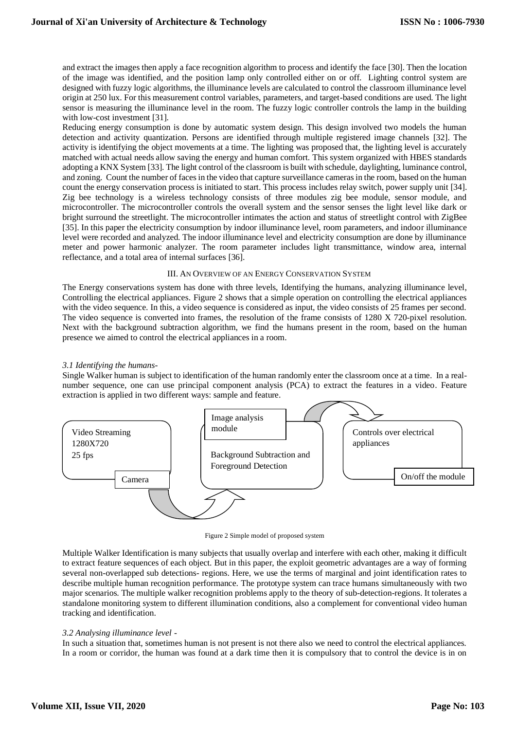and extract the images then apply a face recognition algorithm to process and identify the face [30]. Then the location of the image was identified, and the position lamp only controlled either on or off. Lighting control system are designed with fuzzy logic algorithms, the illuminance levels are calculated to control the classroom illuminance level origin at 250 lux. For this measurement control variables, parameters, and target-based conditions are used. The light sensor is measuring the illuminance level in the room. The fuzzy logic controller controls the lamp in the building with low-cost investment [31].

Reducing energy consumption is done by automatic system design. This design involved two models the human detection and activity quantization. Persons are identified through multiple registered image channels [32]. The activity is identifying the object movements at a time. The lighting was proposed that, the lighting level is accurately matched with actual needs allow saving the energy and human comfort. This system organized with HBES standards adopting a KNX System [33]. The light control of the classroom is built with schedule, daylighting, luminance control, and zoning. Count the number of faces in the video that capture surveillance cameras in the room, based on the human count the energy conservation process is initiated to start. This process includes relay switch, power supply unit [34]. Zig bee technology is a wireless technology consists of three modules zig bee module, sensor module, and microcontroller. The microcontroller controls the overall system and the sensor senses the light level like dark or bright surround the streetlight. The microcontroller intimates the action and status of streetlight control with ZigBee [35]. In this paper the electricity consumption by indoor illuminance level, room parameters, and indoor illuminance level were recorded and analyzed. The indoor illuminance level and electricity consumption are done by illuminance meter and power harmonic analyzer. The room parameter includes light transmittance, window area, internal reflectance, and a total area of internal surfaces [36].

## III. An Overview of an Energy Conservation System

The Energy conservations system has done with three levels, Identifying the humans, analyzing illuminance level, Controlling the electrical appliances. Figure 2 shows that a simple operation on controlling the electrical appliances with the video sequence. In this, a video sequence is considered as input, the video consists of 25 frames per second. The video sequence is converted into frames, the resolution of the frame consists of 1280 X 720-pixel resolution. Next with the background subtraction algorithm, we find the humans present in the room, based on the human presence we aimed to control the electrical appliances in a room.

### *3.1 Identifying the humans-*

Single Walker human is subject to identification of the human randomly enter the classroom once at a time. In a real-number sequence, one can use principal component analysis (PCA) to extract the features in a video. Feature extraction is applied in two different ways: sample and feature.

Video Streaming 1280X720 25 fps — Camera → Image analysis module: Background Subtraction and Foreground Detection → Controls over electrical appliances — On/off the module

Figure 2 Simple model of proposed system

Multiple Walker Identification is many subjects that usually overlap and interfere with each other, making it difficult to extract feature sequences of each object. But in this paper, the exploit geometric advantages are a way of forming several non-overlapped sub detections- regions. Here, we use the terms of marginal and joint identification rates to describe multiple human recognition performance. The prototype system can trace humans simultaneously with two major scenarios. The multiple walker recognition problems apply to the theory of sub-detection-regions. It tolerates a standalone monitoring system to different illumination conditions, also a complement for conventional video human tracking and identification.

### *3.2 Analysing illuminance level -*

In such a situation that, sometimes human is not present is not there also we need to control the electrical appliances. In a room or corridor, the human was found at a dark time then it is compulsory that to control the device is in on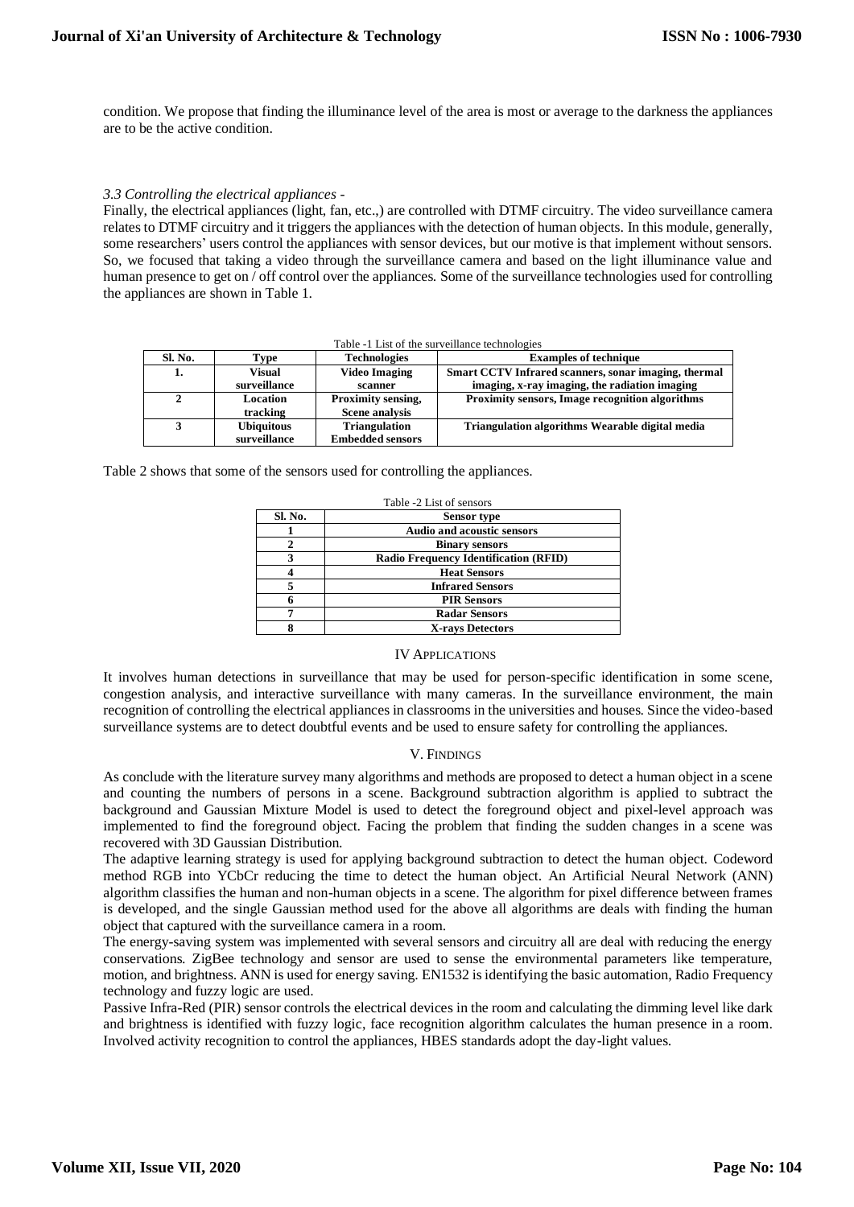condition. We propose that finding the illuminance level of the area is most or average to the darkness the appliances are to be the active condition.

### *3.3 Controlling the electrical appliances -*

Finally, the electrical appliances (light, fan, etc.,) are controlled with DTMF circuitry. The video surveillance camera relates to DTMF circuitry and it triggers the appliances with the detection of human objects. In this module, generally, some researchers' users control the appliances with sensor devices, but our motive is that implement without sensors. So, we focused that taking a video through the surveillance camera and based on the light illuminance value and human presence to get on / off control over the appliances. Some of the surveillance technologies used for controlling the appliances are shown in Table 1.

Table -1 List of the surveillance technologies

| Sl. No. | Type | Technologies | Examples of technique |
|---|---|---|---|
| 1. | Visual surveillance | Video Imaging scanner | Smart CCTV Infrared scanners, sonar imaging, thermal imaging, x-ray imaging, the radiation imaging |
| 2 | Location tracking | Proximity sensing, Scene analysis | Proximity sensors, Image recognition algorithms |
| 3 | Ubiquitous surveillance | Triangulation Embedded sensors | Triangulation algorithms Wearable digital media |

Table 2 shows that some of the sensors used for controlling the appliances.

Table -2 List of sensors

| Sl. No. | Sensor type |
|---|---|
| 1 | Audio and acoustic sensors |
| 2 | Binary sensors |
| 3 | Radio Frequency Identification (RFID) |
| 4 | Heat Sensors |
| 5 | Infrared Sensors |
| 6 | PIR Sensors |
| 7 | Radar Sensors |
| 8 | X-rays Detectors |

## IV APPLICATIONS

It involves human detections in surveillance that may be used for person-specific identification in some scene, congestion analysis, and interactive surveillance with many cameras. In the surveillance environment, the main recognition of controlling the electrical appliances in classrooms in the universities and houses. Since the video-based surveillance systems are to detect doubtful events and be used to ensure safety for controlling the appliances.

## V. FINDINGS

As conclude with the literature survey many algorithms and methods are proposed to detect a human object in a scene and counting the numbers of persons in a scene. Background subtraction algorithm is applied to subtract the background and Gaussian Mixture Model is used to detect the foreground object and pixel-level approach was implemented to find the foreground object. Facing the problem that finding the sudden changes in a scene was recovered with 3D Gaussian Distribution.

The adaptive learning strategy is used for applying background subtraction to detect the human object. Codeword method RGB into YCbCr reducing the time to detect the human object. An Artificial Neural Network (ANN) algorithm classifies the human and non-human objects in a scene. The algorithm for pixel difference between frames is developed, and the single Gaussian method used for the above all algorithms are deals with finding the human object that captured with the surveillance camera in a room.

The energy-saving system was implemented with several sensors and circuitry all are deal with reducing the energy conservations. ZigBee technology and sensor are used to sense the environmental parameters like temperature, motion, and brightness. ANN is used for energy saving. EN1532 is identifying the basic automation, Radio Frequency technology and fuzzy logic are used.

Passive Infra-Red (PIR) sensor controls the electrical devices in the room and calculating the dimming level like dark and brightness is identified with fuzzy logic, face recognition algorithm calculates the human presence in a room. Involved activity recognition to control the appliances, HBES standards adopt the day-light values.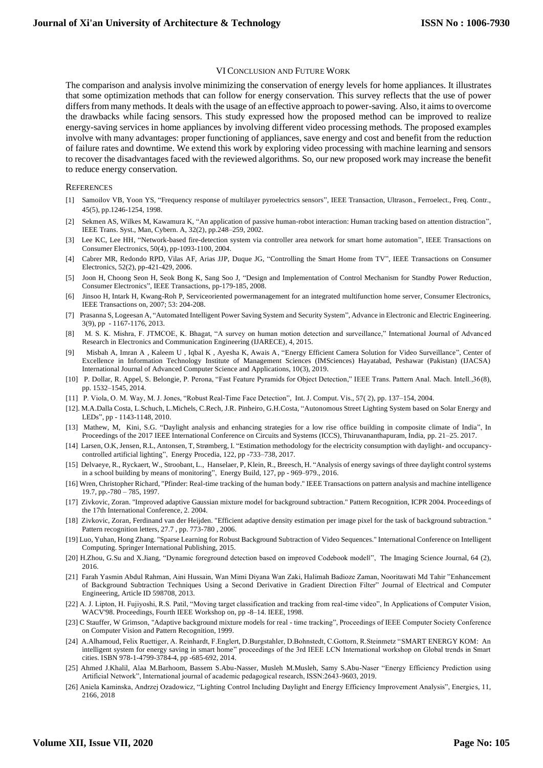## VI CONCLUSION AND FUTURE WORK

The comparison and analysis involve minimizing the conservation of energy levels for home appliances. It illustrates that some optimization methods that can follow for energy conservation. This survey reflects that the use of power differs from many methods. It deals with the usage of an effective approach to power-saving. Also, it aims to overcome the drawbacks while facing sensors. This study expressed how the proposed method can be improved to realize energy-saving services in home appliances by involving different video processing methods. The proposed examples involve with many advantages: proper functioning of appliances, save energy and cost and benefit from the reduction of failure rates and downtime. We extend this work by exploring video processing with machine learning and sensors to recover the disadvantages faced with the reviewed algorithms. So, our new proposed work may increase the benefit to reduce energy conservation.

## REFERENCES

[1] Samoilov VB, Yoon YS, "Frequency response of multilayer pyroelectrics sensors", IEEE Transaction, Ultrason., Ferroelect., Freq. Contr., 45(5), pp.1246-1254, 1998.

[2] Sekmen AS, Wilkes M, Kawamura K, "An application of passive human-robot interaction: Human tracking based on attention distraction", IEEE Trans. Syst., Man, Cybern. A, 32(2), pp.248–259, 2002.

[3] Lee KC, Lee HH, "Network-based fire-detection system via controller area network for smart home automation", IEEE Transactions on Consumer Electronics, 50(4), pp-1093-1100, 2004.

[4] Cabrer MR, Redondo RPD, Vilas AF, Arias JJP, Duque JG, "Controlling the Smart Home from TV", IEEE Transactions on Consumer Electronics, 52(2), pp-421-429, 2006.

[5] Joon H, Choong Seon H, Seok Bong K, Sang Soo J, "Design and Implementation of Control Mechanism for Standby Power Reduction, Consumer Electronics", IEEE Transactions, pp-179-185, 2008.

[6] Jinsoo H, Intark H, Kwang-Roh P, Serviceoriented powermanagement for an integrated multifunction home server, Consumer Electronics, IEEE Transactions on, 2007; 53: 204-208.

[7] Prasanna S, Logeesan A, "Automated Intelligent Power Saving System and Security System", Advance in Electronic and Electric Engineering. 3(9), pp - 1167-1176, 2013.

[8] M. S. K. Mishra, F. JTMCOE, K. Bhagat, "A survey on human motion detection and surveillance," International Journal of Advanced Research in Electronics and Communication Engineering (IJARECE), 4, 2015.

[9] Misbah A, Imran A , Kaleem U , Iqbal K , Ayesha K, Awais A, "Energy Efficient Camera Solution for Video Surveillance", Center of Excellence in Information Technology Institute of Management Sciences (IMSciences) Hayatabad, Peshawar (Pakistan) (IJACSA) International Journal of Advanced Computer Science and Applications, 10(3), 2019.

[10] P. Dollar, R. Appel, S. Belongie, P. Perona, "Fast Feature Pyramids for Object Detection," IEEE Trans. Pattern Anal. Mach. Intell.,36(8), pp. 1532–1545, 2014.

[11] P. Viola, O. M. Way, M. J. Jones, "Robust Real-Time Face Detection", Int. J. Comput. Vis., 57( 2), pp. 137–154, 2004.

[12]. M.A.Dalla Costa, L.Schuch, L.Michels, C.Rech, J.R. Pinheiro, G.H.Costa, "Autonomous Street Lighting System based on Solar Energy and LEDs", pp - 1143-1148, 2010.

[13] Mathew, M, Kini, S.G. "Daylight analysis and enhancing strategies for a low rise office building in composite climate of India", In Proceedings of the 2017 IEEE International Conference on Circuits and Systems (ICCS), Thiruvananthapuram, India, pp. 21–25. 2017.

[14] Larsen, O.K, Jensen, R.L, Antonsen, T, Strømberg, I. "Estimation methodology for the electricity consumption with daylight- and occupancy-controlled artificial lighting", Energy Procedia, 122, pp -733–738, 2017.

[15] Delvaeye, R., Ryckaert, W., Stroobant, L., Hanselaer, P, Klein, R., Breesch, H. "Analysis of energy savings of three daylight control systems in a school building by means of monitoring", Energy Build, 127, pp - 969–979., 2016.

[16] Wren, Christopher Richard, "Pfinder: Real-time tracking of the human body." IEEE Transactions on pattern analysis and machine intelligence 19.7, pp.-780 – 785, 1997.

[17] Zivkovic, Zoran. "Improved adaptive Gaussian mixture model for background subtraction." Pattern Recognition, ICPR 2004. Proceedings of the 17th International Conference, 2. 2004.

[18] Zivkovic, Zoran, Ferdinand van der Heijden. "Efficient adaptive density estimation per image pixel for the task of background subtraction." Pattern recognition letters, 27.7 , pp. 773-780 , 2006.

[19] Luo, Yuhan, Hong Zhang. "Sparse Learning for Robust Background Subtraction of Video Sequences." International Conference on Intelligent Computing. Springer International Publishing, 2015.

[20] H.Zhou, G.Su and X.Jiang, "Dynamic foreground detection based on improved Codebook modell", The Imaging Science Journal, 64 (2), 2016.

[21] Farah Yasmin Abdul Rahman, Aini Hussain, Wan Mimi Diyana Wan Zaki, Halimah Badioze Zaman, Nooritawati Md Tahir "Enhancement of Background Subtraction Techniques Using a Second Derivative in Gradient Direction Filter" Journal of Electrical and Computer Engineering, Article ID 598708, 2013.

[22] A. J. Lipton, H. Fujiyoshi, R.S. Patil, "Moving target classification and tracking from real-time video", In Applications of Computer Vision, WACV'98. Proceedings, Fourth IEEE Workshop on, pp -8–14. IEEE, 1998.

[23] C Stauffer, W Grimson, "Adaptive background mixture models for real - time tracking", Proceedings of IEEE Computer Society Conference on Computer Vision and Pattern Recognition, 1999.

[24] A.Alhamoud, Felix Ruettiger, A. Reinhardt, F.Englert, D.Burgstahler, D.Bohnstedt, C.Gottorn, R.Steinmetz "SMART ENERGY KOM: An intelligent system for energy saving in smart home" proceedings of the 3rd IEEE LCN International workshop on Global trends in Smart cities. ISBN 978-1-4799-3784-4, pp -685-692, 2014.

[25] Ahmed J.Khalil, Alaa M.Barhoom, Bassem S.Abu-Nasser, Musleh M.Musleh, Samy S.Abu-Naser "Energy Efficiency Prediction using Artificial Network", International journal of academic pedagogical research, ISSN:2643-9603, 2019.

[26] Aniela Kaminska, Andrzej Ozadowicz, "Lighting Control Including Daylight and Energy Efficiency Improvement Analysis", Energies, 11, 2166, 2018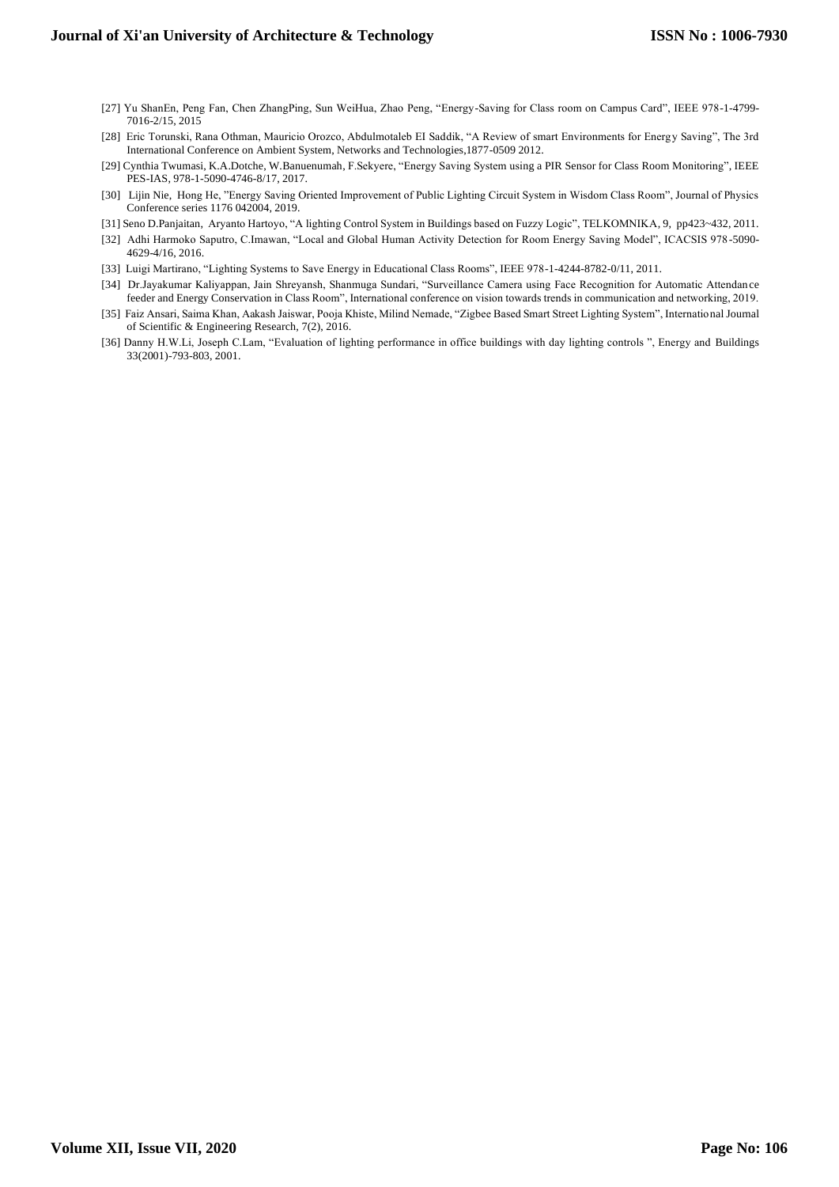[27] Yu ShanEn, Peng Fan, Chen ZhangPing, Sun WeiHua, Zhao Peng, "Energy-Saving for Class room on Campus Card", IEEE 978-1-4799-7016-2/15, 2015

[28] Eric Torunski, Rana Othman, Mauricio Orozco, Abdulmotaleb EI Saddik, "A Review of smart Environments for Energy Saving", The 3rd International Conference on Ambient System, Networks and Technologies,1877-0509 2012.

[29] Cynthia Twumasi, K.A.Dotche, W.Banuenumah, F.Sekyere, "Energy Saving System using a PIR Sensor for Class Room Monitoring", IEEE PES-IAS, 978-1-5090-4746-8/17, 2017.

[30] Lijin Nie, Hong He, "Energy Saving Oriented Improvement of Public Lighting Circuit System in Wisdom Class Room", Journal of Physics Conference series 1176 042004, 2019.

[31] Seno D.Panjaitan, Aryanto Hartoyo, "A lighting Control System in Buildings based on Fuzzy Logic", TELKOMNIKA, 9, pp423~432, 2011.

[32] Adhi Harmoko Saputro, C.Imawan, "Local and Global Human Activity Detection for Room Energy Saving Model", ICACSIS 978-5090-4629-4/16, 2016.

[33] Luigi Martirano, "Lighting Systems to Save Energy in Educational Class Rooms", IEEE 978-1-4244-8782-0/11, 2011.

[34] Dr.Jayakumar Kaliyappan, Jain Shreyansh, Shanmuga Sundari, "Surveillance Camera using Face Recognition for Automatic Attendance feeder and Energy Conservation in Class Room", International conference on vision towards trends in communication and networking, 2019.

[35] Faiz Ansari, Saima Khan, Aakash Jaiswar, Pooja Khiste, Milind Nemade, "Zigbee Based Smart Street Lighting System", International Journal of Scientific & Engineering Research, 7(2), 2016.

[36] Danny H.W.Li, Joseph C.Lam, "Evaluation of lighting performance in office buildings with day lighting controls ", Energy and Buildings 33(2001)-793-803, 2001.